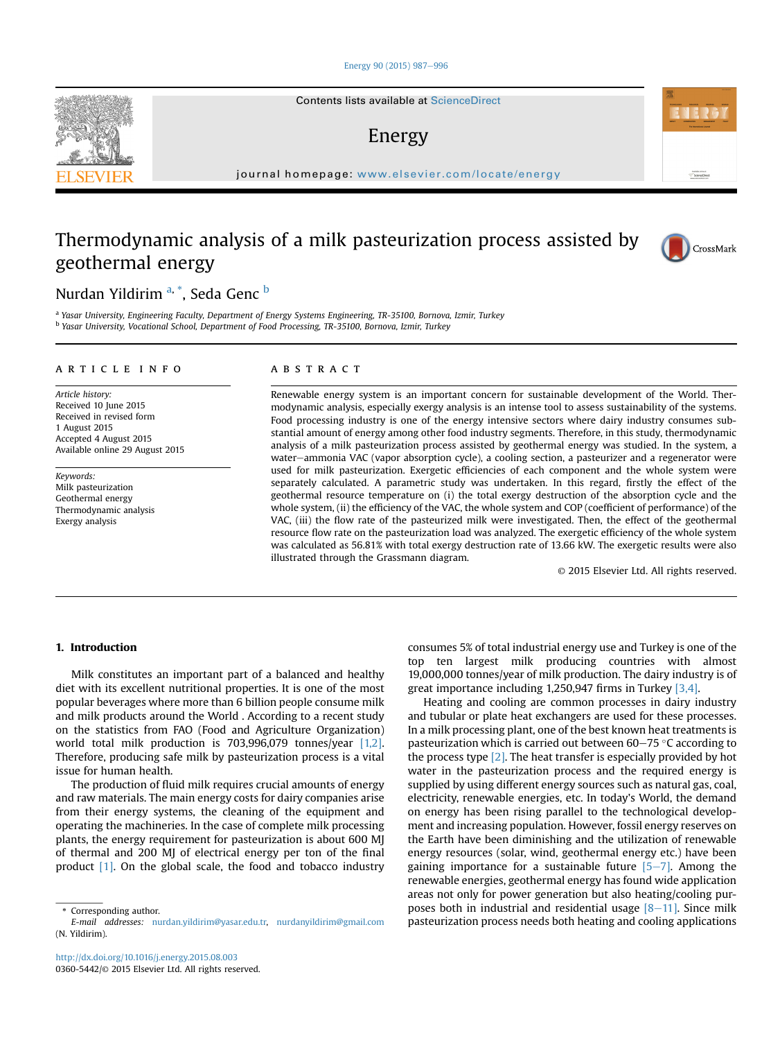# Thermodynamic analysis of a milk pasteurization process assisted by geothermal energy

Nurdan Yildirim [a,*], Seda Genc [b]

[a] Yasar University, Engineering Faculty, Department of Energy Systems Engineering, TR-35100, Bornova, Izmir, Turkey
[b] Yasar University, Vocational School, Department of Food Processing, TR-35100, Bornova, Izmir, Turkey

## ARTICLE INFO

*Article history:*
Received 10 June 2015
Received in revised form
1 August 2015
Accepted 4 August 2015
Available online 29 August 2015

*Keywords:*
Milk pasteurization
Geothermal energy
Thermodynamic analysis
Exergy analysis

## ABSTRACT

Renewable energy system is an important concern for sustainable development of the World. Thermodynamic analysis, especially exergy analysis is an intense tool to assess sustainability of the systems. Food processing industry is one of the energy intensive sectors where dairy industry consumes substantial amount of energy among other food industry segments. Therefore, in this study, thermodynamic analysis of a milk pasteurization process assisted by geothermal energy was studied. In the system, a water–ammonia VAC (vapor absorption cycle), a cooling section, a pasteurizer and a regenerator were used for milk pasteurization. Exergetic efficiencies of each component and the whole system were separately calculated. A parametric study was undertaken. In this regard, firstly the effect of the geothermal resource temperature on (i) the total exergy destruction of the absorption cycle and the whole system, (ii) the efficiency of the VAC, the whole system and COP (coefficient of performance) of the VAC, (iii) the flow rate of the pasteurized milk were investigated. Then, the effect of the geothermal resource flow rate on the pasteurization load was analyzed. The exergetic efficiency of the whole system was calculated as 56.81% with total exergy destruction rate of 13.66 kW. The exergetic results were also illustrated through the Grassmann diagram.

© 2015 Elsevier Ltd. All rights reserved.

## 1. Introduction

Milk constitutes an important part of a balanced and healthy diet with its excellent nutritional properties. It is one of the most popular beverages where more than 6 billion people consume milk and milk products around the World . According to a recent study on the statistics from FAO (Food and Agriculture Organization) world total milk production is 703,996,079 tonnes/year [1,2]. Therefore, producing safe milk by pasteurization process is a vital issue for human health.

The production of fluid milk requires crucial amounts of energy and raw materials. The main energy costs for dairy companies arise from their energy systems, the cleaning of the equipment and operating the machineries. In the case of complete milk processing plants, the energy requirement for pasteurization is about 600 MJ of thermal and 200 MJ of electrical energy per ton of the final product [1]. On the global scale, the food and tobacco industry consumes 5% of total industrial energy use and Turkey is one of the top ten largest milk producing countries with almost 19,000,000 tonnes/year of milk production. The dairy industry is of great importance including 1,250,947 firms in Turkey [3,4].

Heating and cooling are common processes in dairy industry and tubular or plate heat exchangers are used for these processes. In a milk processing plant, one of the best known heat treatments is pasteurization which is carried out between 60–75 °C according to the process type [2]. The heat transfer is especially provided by hot water in the pasteurization process and the required energy is supplied by using different energy sources such as natural gas, coal, electricity, renewable energies, etc. In today's World, the demand on energy has been rising parallel to the technological development and increasing population. However, fossil energy reserves on the Earth have been diminishing and the utilization of renewable energy resources (solar, wind, geothermal energy etc.) have been gaining importance for a sustainable future [5–7]. Among the renewable energies, geothermal energy has found wide application areas not only for power generation but also heating/cooling purposes both in industrial and residential usage [8–11]. Since milk pasteurization process needs both heating and cooling applications

* Corresponding author.
*E-mail addresses:* nurdan.yildirim@yasar.edu.tr, nurdanyildirim@gmail.com (N. Yildirim).

http://dx.doi.org/10.1016/j.energy.2015.08.003
0360-5442/© 2015 Elsevier Ltd. All rights reserved.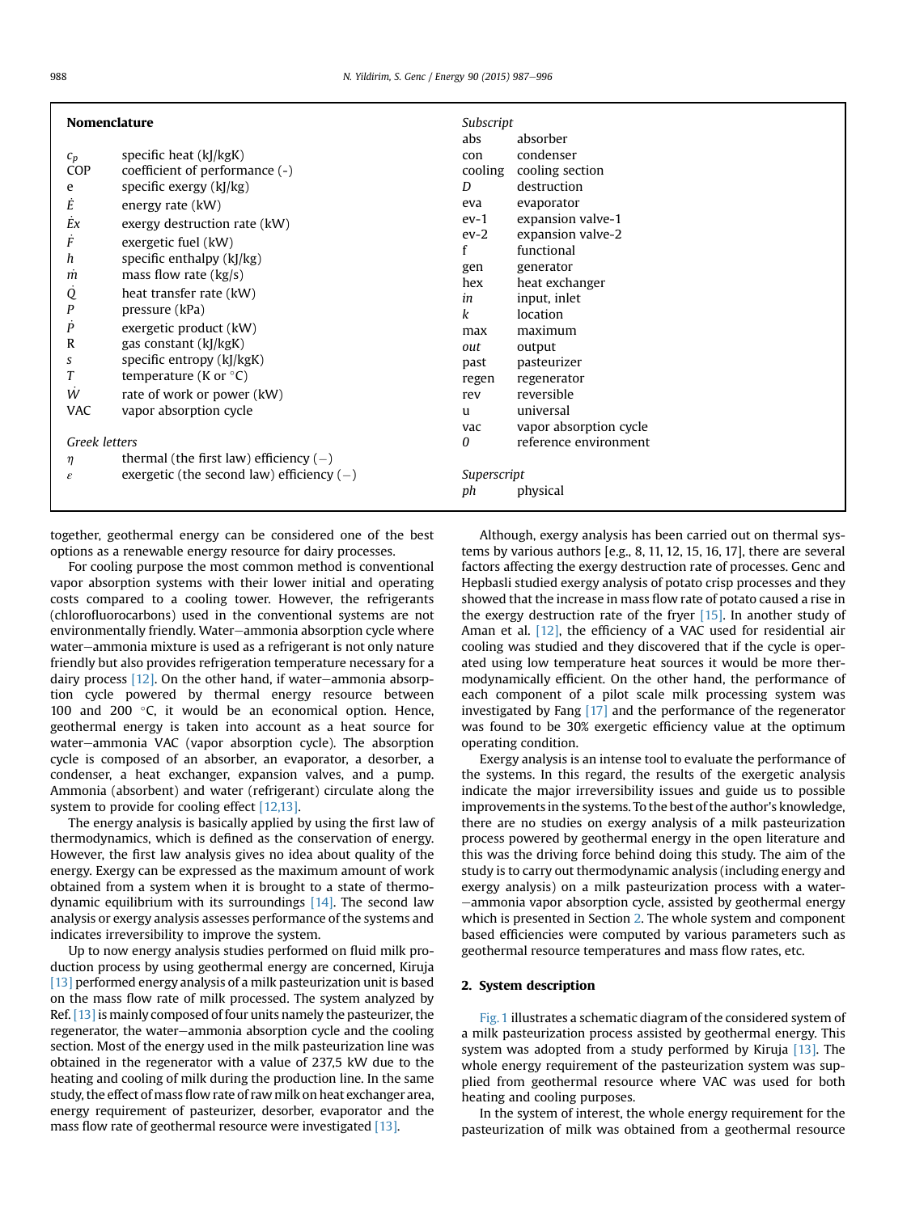## Nomenclature

| | |
|---|---|
| $c_p$ | specific heat (kJ/kgK) |
| COP | coefficient of performance (-) |
| e | specific exergy (kJ/kg) |
| $\dot{E}$ | energy rate (kW) |
| $\dot{E}x$ | exergy destruction rate (kW) |
| $\dot{F}$ | exergetic fuel (kW) |
| $h$ | specific enthalpy (kJ/kg) |
| $\dot{m}$ | mass flow rate (kg/s) |
| $\dot{Q}$ | heat transfer rate (kW) |
| $P$ | pressure (kPa) |
| $\dot{P}$ | exergetic product (kW) |
| R | gas constant (kJ/kgK) |
| $s$ | specific entropy (kJ/kgK) |
| $T$ | temperature (K or °C) |
| $\dot{W}$ | rate of work or power (kW) |
| VAC | vapor absorption cycle |

*Greek letters*

| | |
|---|---|
| $\eta$ | thermal (the first law) efficiency (−) |
| $\varepsilon$ | exergetic (the second law) efficiency (−) |

*Subscript*

| | |
|---|---|
| abs | absorber |
| con | condenser |
| cooling | cooling section |
| $D$ | destruction |
| eva | evaporator |
| ev-1 | expansion valve-1 |
| ev-2 | expansion valve-2 |
| f | functional |
| gen | generator |
| hex | heat exchanger |
| *in* | input, inlet |
| $k$ | location |
| max | maximum |
| *out* | output |
| past | pasteurizer |
| regen | regenerator |
| rev | reversible |
| u | universal |
| vac | vapor absorption cycle |
| *0* | reference environment |

*Superscript*

| | |
|---|---|
| *ph* | physical |

together, geothermal energy can be considered one of the best options as a renewable energy resource for dairy processes.

For cooling purpose the most common method is conventional vapor absorption systems with their lower initial and operating costs compared to a cooling tower. However, the refrigerants (chlorofluorocarbons) used in the conventional systems are not environmentally friendly. Water−ammonia absorption cycle where water−ammonia mixture is used as a refrigerant is not only nature friendly but also provides refrigeration temperature necessary for a dairy process [12]. On the other hand, if water−ammonia absorption cycle powered by thermal energy resource between 100 and 200 °C, it would be an economical option. Hence, geothermal energy is taken into account as a heat source for water−ammonia VAC (vapor absorption cycle). The absorption cycle is composed of an absorber, an evaporator, a desorber, a condenser, a heat exchanger, expansion valves, and a pump. Ammonia (absorbent) and water (refrigerant) circulate along the system to provide for cooling effect [12,13].

The energy analysis is basically applied by using the first law of thermodynamics, which is defined as the conservation of energy. However, the first law analysis gives no idea about quality of the energy. Exergy can be expressed as the maximum amount of work obtained from a system when it is brought to a state of thermodynamic equilibrium with its surroundings [14]. The second law analysis or exergy analysis assesses performance of the systems and indicates irreversibility to improve the system.

Up to now energy analysis studies performed on fluid milk production process by using geothermal energy are concerned, Kiruja [13] performed energy analysis of a milk pasteurization unit is based on the mass flow rate of milk processed. The system analyzed by Ref. [13] is mainly composed of four units namely the pasteurizer, the regenerator, the water−ammonia absorption cycle and the cooling section. Most of the energy used in the milk pasteurization line was obtained in the regenerator with a value of 237,5 kW due to the heating and cooling of milk during the production line. In the same study, the effect of mass flow rate of raw milk on heat exchanger area, energy requirement of pasteurizer, desorber, evaporator and the mass flow rate of geothermal resource were investigated [13].

Although, exergy analysis has been carried out on thermal systems by various authors [e.g., 8, 11, 12, 15, 16, 17], there are several factors affecting the exergy destruction rate of processes. Genc and Hepbasli studied exergy analysis of potato crisp processes and they showed that the increase in mass flow rate of potato caused a rise in the exergy destruction rate of the fryer [15]. In another study of Aman et al. [12], the efficiency of a VAC used for residential air cooling was studied and they discovered that if the cycle is operated using low temperature heat sources it would be more thermodynamically efficient. On the other hand, the performance of each component of a pilot scale milk processing system was investigated by Fang [17] and the performance of the regenerator was found to be 30% exergetic efficiency value at the optimum operating condition.

Exergy analysis is an intense tool to evaluate the performance of the systems. In this regard, the results of the exergetic analysis indicate the major irreversibility issues and guide us to possible improvements in the systems. To the best of the author's knowledge, there are no studies on exergy analysis of a milk pasteurization process powered by geothermal energy in the open literature and this was the driving force behind doing this study. The aim of the study is to carry out thermodynamic analysis (including energy and exergy analysis) on a milk pasteurization process with a water−ammonia vapor absorption cycle, assisted by geothermal energy which is presented in Section 2. The whole system and component based efficiencies were computed by various parameters such as geothermal resource temperatures and mass flow rates, etc.

## 2. System description

Fig. 1 illustrates a schematic diagram of the considered system of a milk pasteurization process assisted by geothermal energy. This system was adopted from a study performed by Kiruja [13]. The whole energy requirement of the pasteurization system was supplied from geothermal resource where VAC was used for both heating and cooling purposes.

In the system of interest, the whole energy requirement for the pasteurization of milk was obtained from a geothermal resource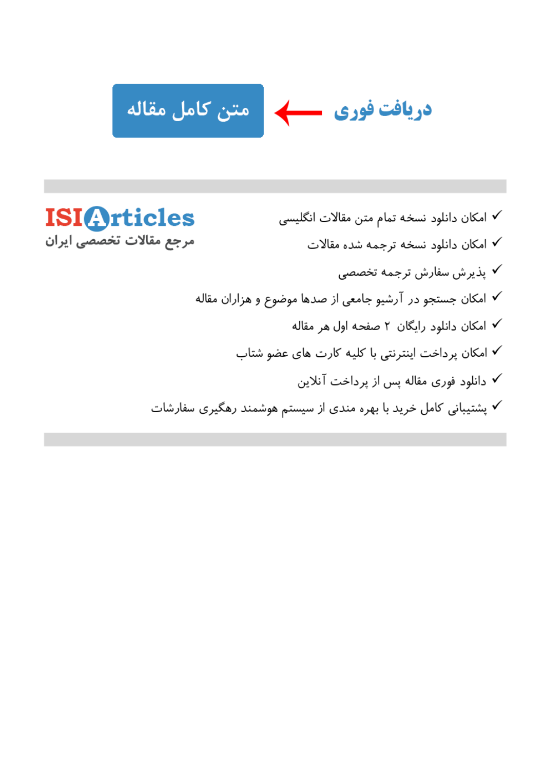دریافت فوری ← متن کامل مقاله

**ISIArticles**
مرجع مقالات تخصصی ایران

- ✓ امکان دانلود نسخه تمام متن مقالات انگلیسی
- ✓ امکان دانلود نسخه ترجمه شده مقالات
- ✓ پذیرش سفارش ترجمه تخصصی
- ✓ امکان جستجو در آرشیو جامعی از صدها موضوع و هزاران مقاله
- ✓ امکان دانلود رایگان ۲ صفحه اول هر مقاله
- ✓ امکان پرداخت اینترنتی با کلیه کارت های عضو شتاب
- ✓ دانلود فوری مقاله پس از پرداخت آنلاین
- ✓ پشتیبانی کامل خرید با بهره مندی از سیستم هوشمند رهگیری سفارشات